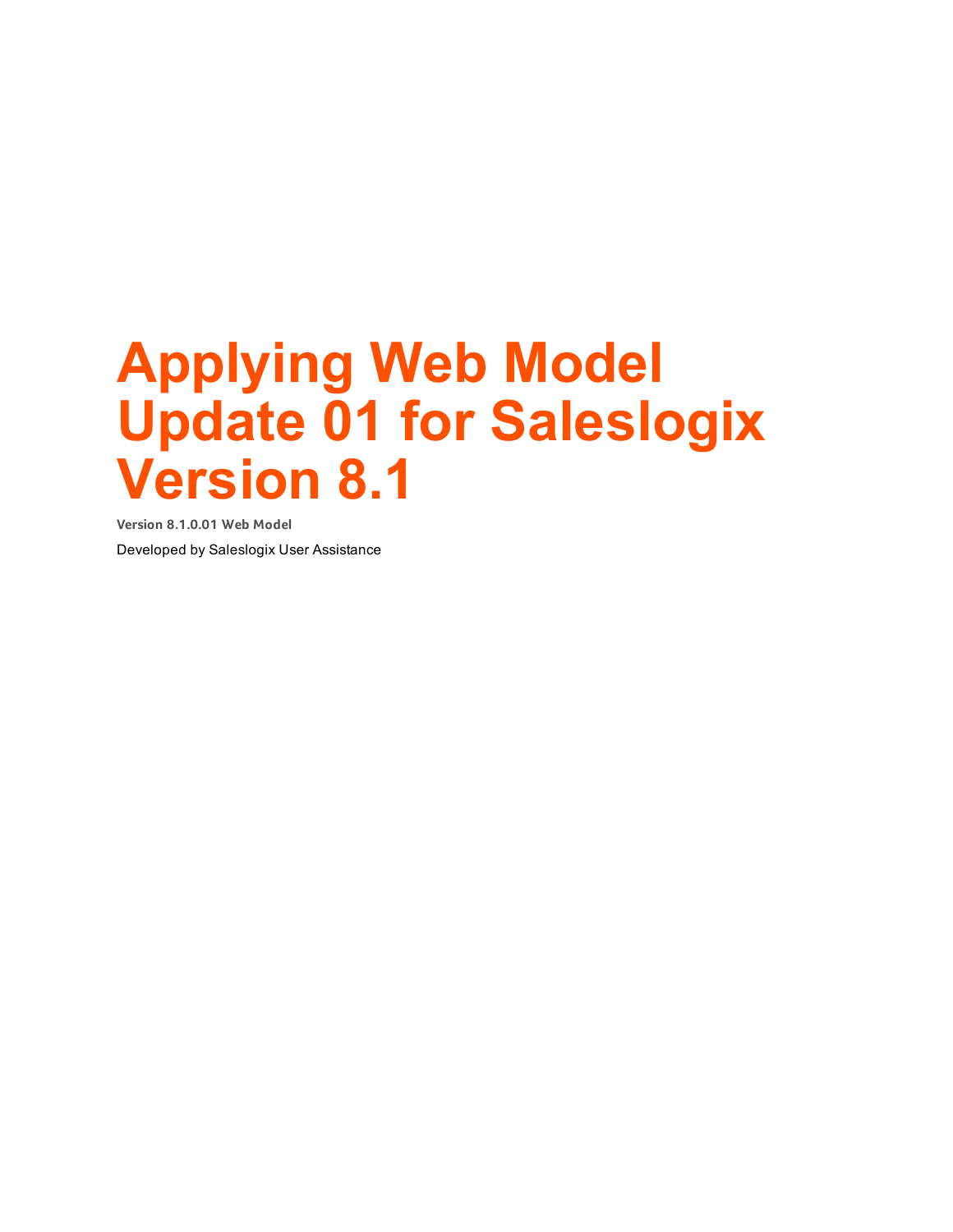# Applying Web Model Update 01 for Saleslogix Version 8.1

**Version 8.1.0.01 Web Model**

Developed by Saleslogix User Assistance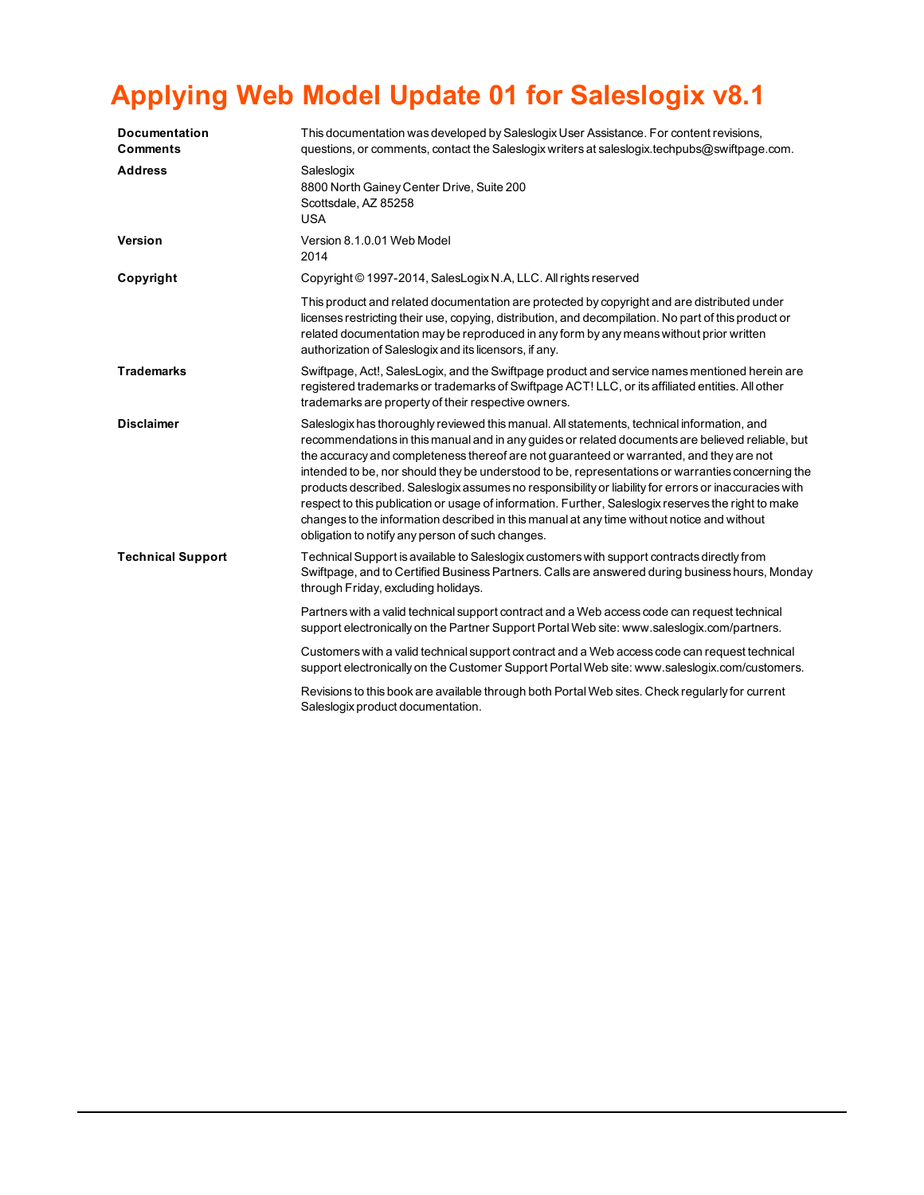# Applying Web Model Update 01 for Saleslogix v8.1

| | |
|---|---|
| **Documentation Comments** | This documentation was developed by Saleslogix User Assistance. For content revisions, questions, or comments, contact the Saleslogix writers at saleslogix.techpubs@swiftpage.com. |
| **Address** | Saleslogix<br>8800 North Gainey Center Drive, Suite 200<br>Scottsdale, AZ 85258<br>USA |
| **Version** | Version 8.1.0.01 Web Model<br>2014 |
| **Copyright** | Copyright © 1997-2014, SalesLogix N.A, LLC. All rights reserved<br><br>This product and related documentation are protected by copyright and are distributed under licenses restricting their use, copying, distribution, and decompilation. No part of this product or related documentation may be reproduced in any form by any means without prior written authorization of Saleslogix and its licensors, if any. |
| **Trademarks** | Swiftpage, Act!, SalesLogix, and the Swiftpage product and service names mentioned herein are registered trademarks or trademarks of Swiftpage ACT! LLC, or its affiliated entities. All other trademarks are property of their respective owners. |
| **Disclaimer** | Saleslogix has thoroughly reviewed this manual. All statements, technical information, and recommendations in this manual and in any guides or related documents are believed reliable, but the accuracy and completeness thereof are not guaranteed or warranted, and they are not intended to be, nor should they be understood to be, representations or warranties concerning the products described. Saleslogix assumes no responsibility or liability for errors or inaccuracies with respect to this publication or usage of information. Further, Saleslogix reserves the right to make changes to the information described in this manual at any time without notice and without obligation to notify any person of such changes. |
| **Technical Support** | Technical Support is available to Saleslogix customers with support contracts directly from Swiftpage, and to Certified Business Partners. Calls are answered during business hours, Monday through Friday, excluding holidays.<br><br>Partners with a valid technical support contract and a Web access code can request technical support electronically on the Partner Support Portal Web site: www.saleslogix.com/partners.<br><br>Customers with a valid technical support contract and a Web access code can request technical support electronically on the Customer Support Portal Web site: www.saleslogix.com/customers.<br><br>Revisions to this book are available through both Portal Web sites. Check regularly for current Saleslogix product documentation. |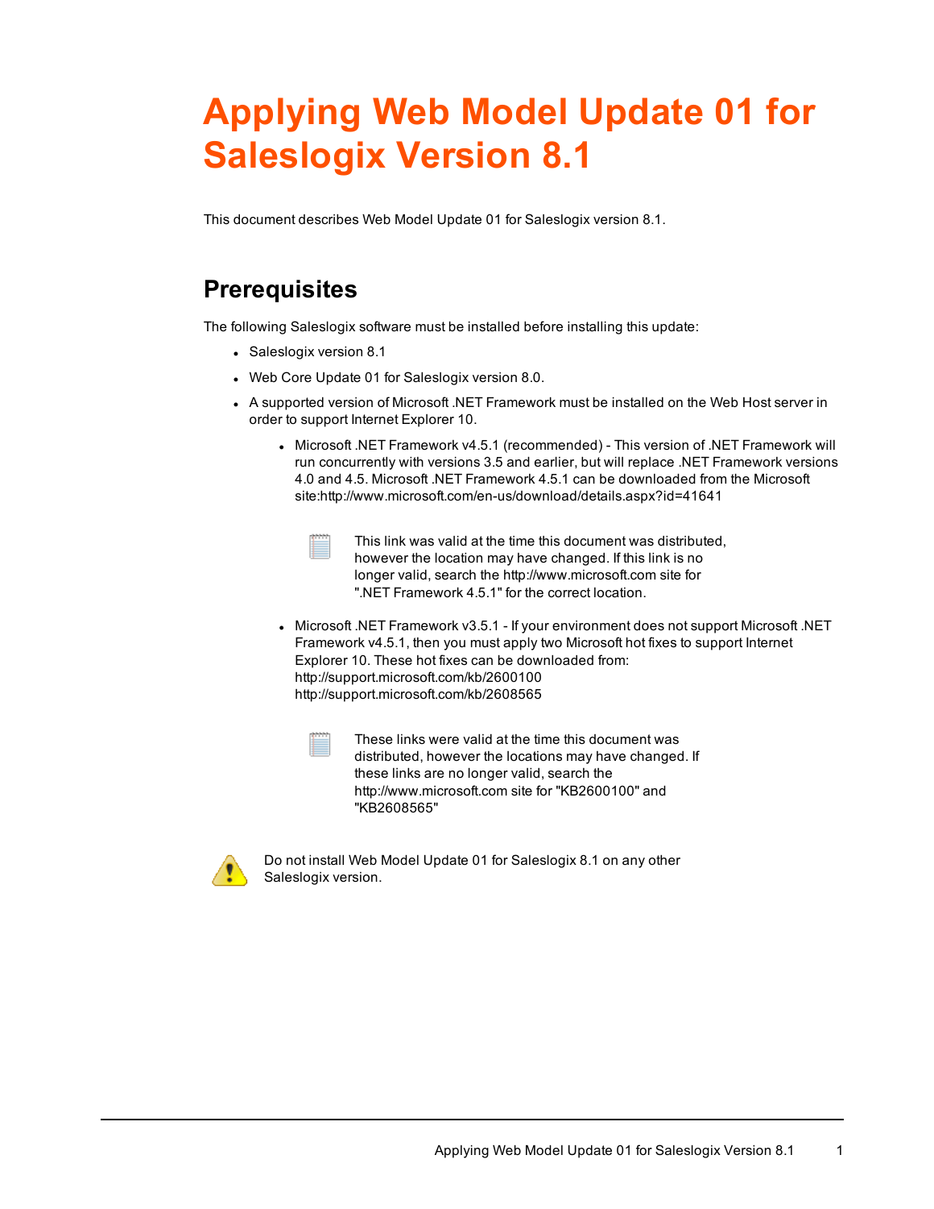# Applying Web Model Update 01 for Saleslogix Version 8.1

This document describes Web Model Update 01 for Saleslogix version 8.1.

## Prerequisites

The following Saleslogix software must be installed before installing this update:

- Saleslogix version 8.1
- Web Core Update 01 for Saleslogix version 8.0.
- A supported version of Microsoft .NET Framework must be installed on the Web Host server in order to support Internet Explorer 10.
  - Microsoft .NET Framework v4.5.1 (recommended) - This version of .NET Framework will run concurrently with versions 3.5 and earlier, but will replace .NET Framework versions 4.0 and 4.5. Microsoft .NET Framework 4.5.1 can be downloaded from the Microsoft site:http://www.microsoft.com/en-us/download/details.aspx?id=41641

    This link was valid at the time this document was distributed, however the location may have changed. If this link is no longer valid, search the http://www.microsoft.com site for ".NET Framework 4.5.1" for the correct location.

  - Microsoft .NET Framework v3.5.1 - If your environment does not support Microsoft .NET Framework v4.5.1, then you must apply two Microsoft hot fixes to support Internet Explorer 10. These hot fixes can be downloaded from:
    http://support.microsoft.com/kb/2600100
    http://support.microsoft.com/kb/2608565

    These links were valid at the time this document was distributed, however the locations may have changed. If these links are no longer valid, search the http://www.microsoft.com site for "KB2600100" and "KB2608565"

Do not install Web Model Update 01 for Saleslogix 8.1 on any other Saleslogix version.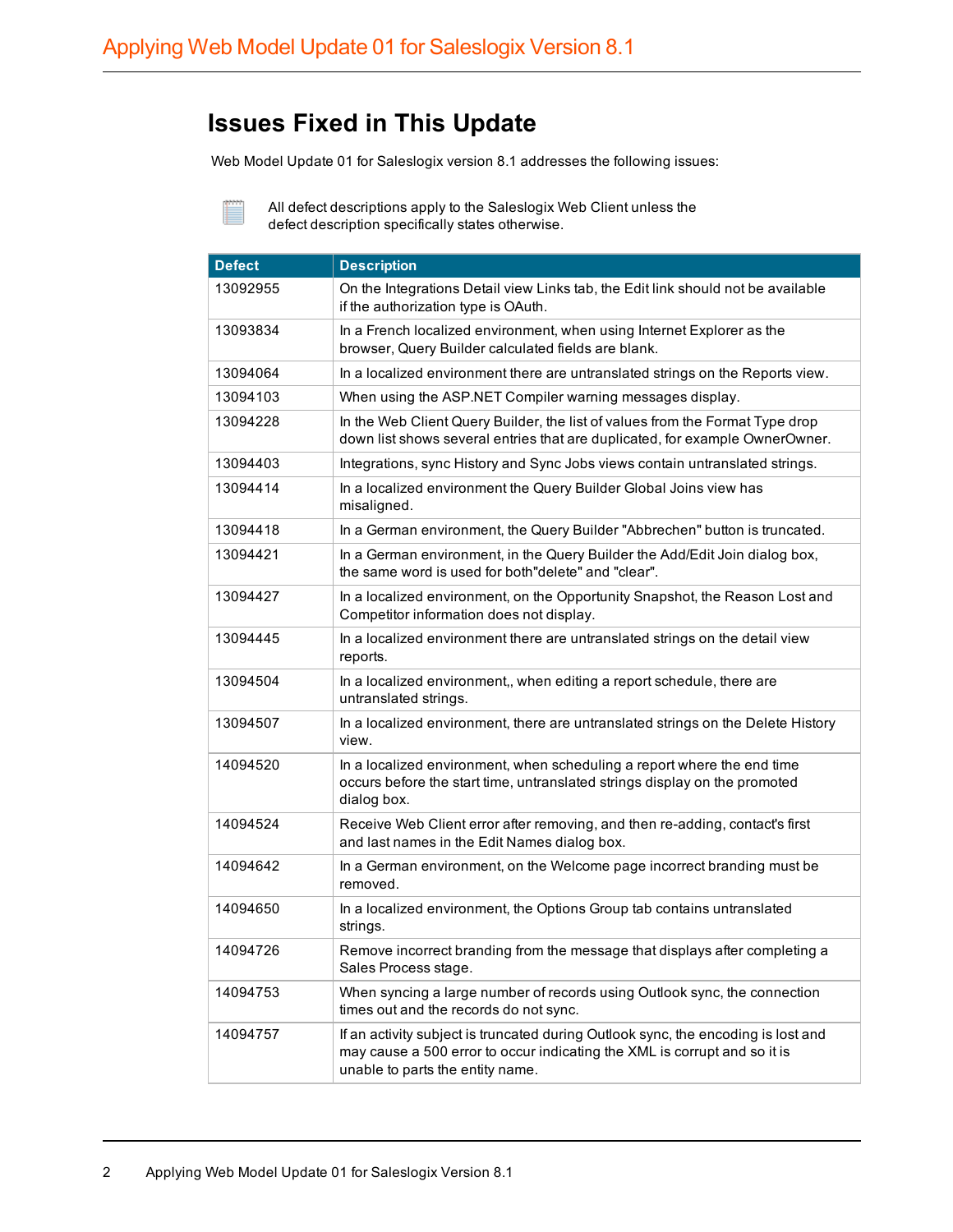## Issues Fixed in This Update

Web Model Update 01 for Saleslogix version 8.1 addresses the following issues:

All defect descriptions apply to the Saleslogix Web Client unless the defect description specifically states otherwise.

| Defect | Description |
| --- | --- |
| 13092955 | On the Integrations Detail view Links tab, the Edit link should not be available if the authorization type is OAuth. |
| 13093834 | In a French localized environment, when using Internet Explorer as the browser, Query Builder calculated fields are blank. |
| 13094064 | In a localized environment there are untranslated strings on the Reports view. |
| 13094103 | When using the ASP.NET Compiler warning messages display. |
| 13094228 | In the Web Client Query Builder, the list of values from the Format Type drop down list shows several entries that are duplicated, for example OwnerOwner. |
| 13094403 | Integrations, sync History and Sync Jobs views contain untranslated strings. |
| 13094414 | In a localized environment the Query Builder Global Joins view has misaligned. |
| 13094418 | In a German environment, the Query Builder "Abbrechen" button is truncated. |
| 13094421 | In a German environment, in the Query Builder the Add/Edit Join dialog box, the same word is used for both"delete" and "clear". |
| 13094427 | In a localized environment, on the Opportunity Snapshot, the Reason Lost and Competitor information does not display. |
| 13094445 | In a localized environment there are untranslated strings on the detail view reports. |
| 13094504 | In a localized environment,, when editing a report schedule, there are untranslated strings. |
| 13094507 | In a localized environment, there are untranslated strings on the Delete History view. |
| 14094520 | In a localized environment, when scheduling a report where the end time occurs before the start time, untranslated strings display on the promoted dialog box. |
| 14094524 | Receive Web Client error after removing, and then re-adding, contact's first and last names in the Edit Names dialog box. |
| 14094642 | In a German environment, on the Welcome page incorrect branding must be removed. |
| 14094650 | In a localized environment, the Options Group tab contains untranslated strings. |
| 14094726 | Remove incorrect branding from the message that displays after completing a Sales Process stage. |
| 14094753 | When syncing a large number of records using Outlook sync, the connection times out and the records do not sync. |
| 14094757 | If an activity subject is truncated during Outlook sync, the encoding is lost and may cause a 500 error to occur indicating the XML is corrupt and so it is unable to parts the entity name. |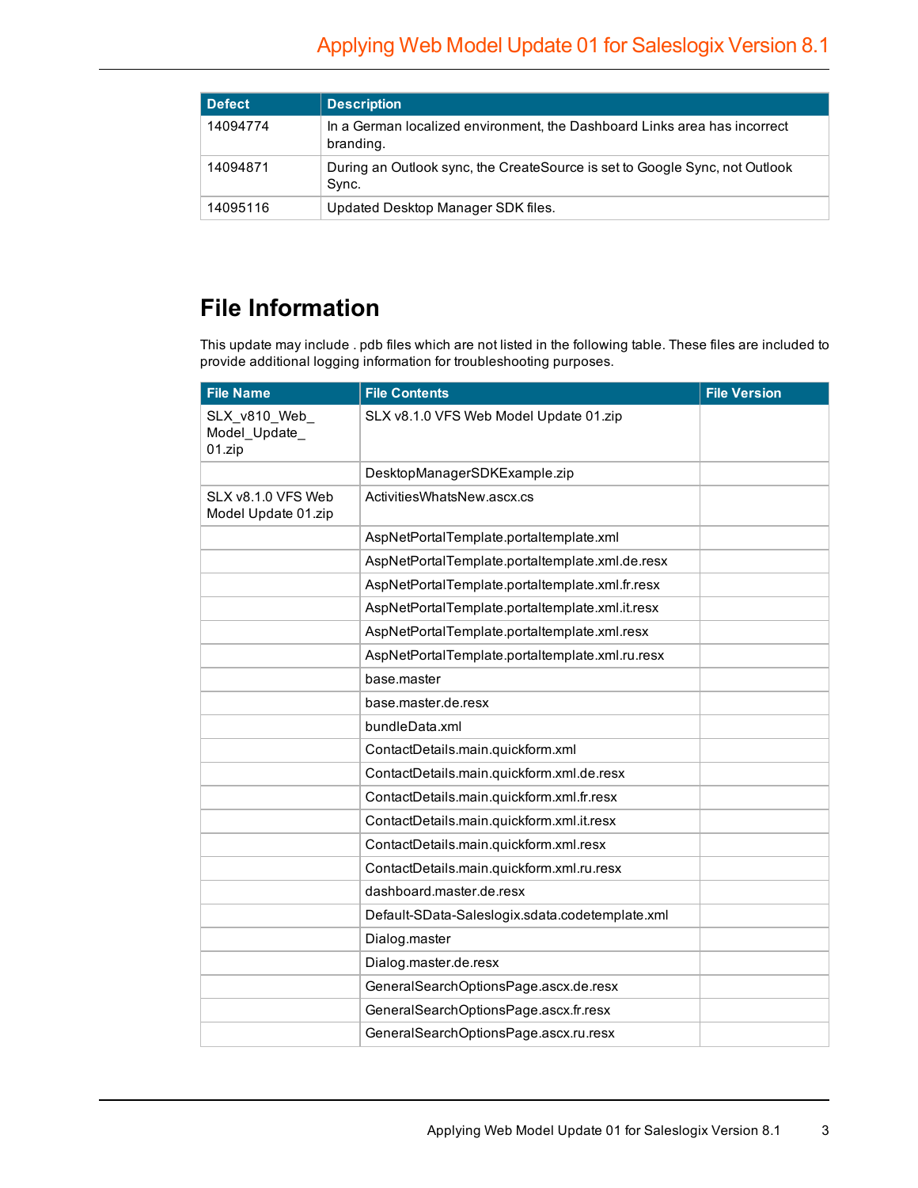| Defect | Description |
| --- | --- |
| 14094774 | In a German localized environment, the Dashboard Links area has incorrect branding. |
| 14094871 | During an Outlook sync, the CreateSource is set to Google Sync, not Outlook Sync. |
| 14095116 | Updated Desktop Manager SDK files. |

## File Information

This update may include . pdb files which are not listed in the following table. These files are included to provide additional logging information for troubleshooting purposes.

| File Name | File Contents | File Version |
| --- | --- | --- |
| SLX_v810_Web_Model_Update_01.zip | SLX v8.1.0 VFS Web Model Update 01.zip | |
| | DesktopManagerSDKExample.zip | |
| SLX v8.1.0 VFS Web Model Update 01.zip | ActivitiesWhatsNew.ascx.cs | |
| | AspNetPortalTemplate.portaltemplate.xml | |
| | AspNetPortalTemplate.portaltemplate.xml.de.resx | |
| | AspNetPortalTemplate.portaltemplate.xml.fr.resx | |
| | AspNetPortalTemplate.portaltemplate.xml.it.resx | |
| | AspNetPortalTemplate.portaltemplate.xml.resx | |
| | AspNetPortalTemplate.portaltemplate.xml.ru.resx | |
| | base.master | |
| | base.master.de.resx | |
| | bundleData.xml | |
| | ContactDetails.main.quickform.xml | |
| | ContactDetails.main.quickform.xml.de.resx | |
| | ContactDetails.main.quickform.xml.fr.resx | |
| | ContactDetails.main.quickform.xml.it.resx | |
| | ContactDetails.main.quickform.xml.resx | |
| | ContactDetails.main.quickform.xml.ru.resx | |
| | dashboard.master.de.resx | |
| | Default-SData-Saleslogix.sdata.codetemplate.xml | |
| | Dialog.master | |
| | Dialog.master.de.resx | |
| | GeneralSearchOptionsPage.ascx.de.resx | |
| | GeneralSearchOptionsPage.ascx.fr.resx | |
| | GeneralSearchOptionsPage.ascx.ru.resx | |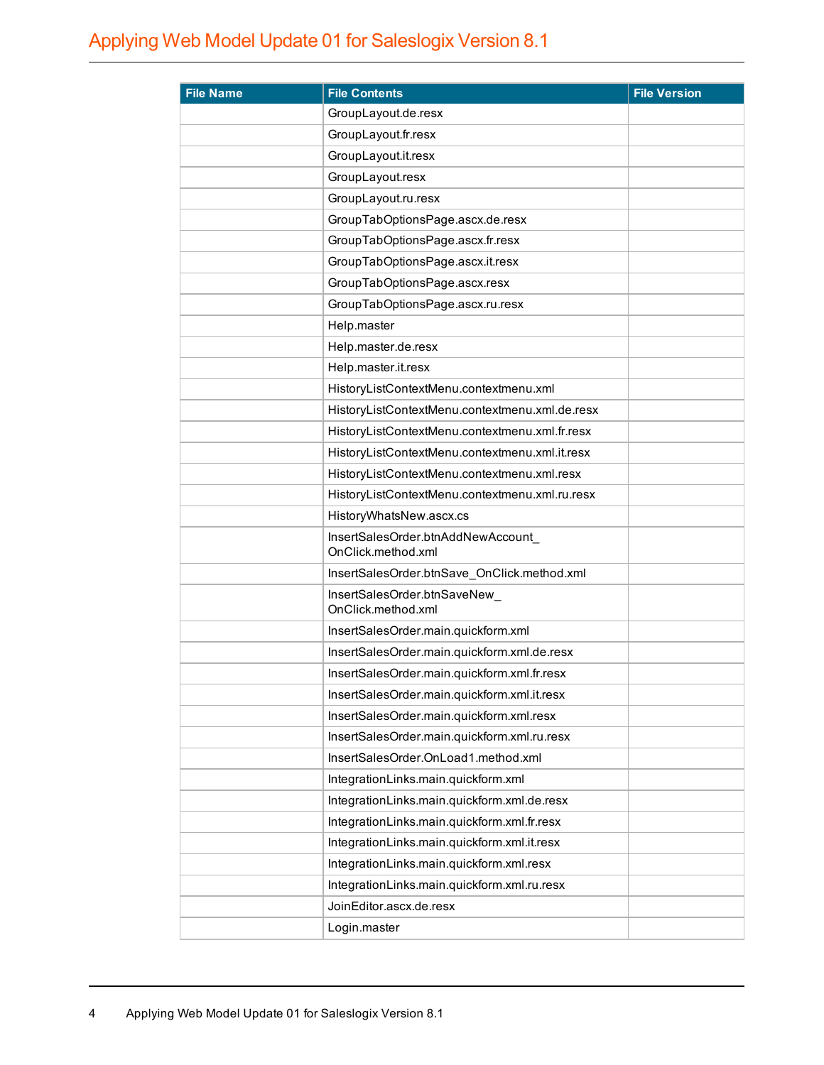| File Name | File Contents | File Version |
|---|---|---|
| | GroupLayout.de.resx | |
| | GroupLayout.fr.resx | |
| | GroupLayout.it.resx | |
| | GroupLayout.resx | |
| | GroupLayout.ru.resx | |
| | GroupTabOptionsPage.ascx.de.resx | |
| | GroupTabOptionsPage.ascx.fr.resx | |
| | GroupTabOptionsPage.ascx.it.resx | |
| | GroupTabOptionsPage.ascx.resx | |
| | GroupTabOptionsPage.ascx.ru.resx | |
| | Help.master | |
| | Help.master.de.resx | |
| | Help.master.it.resx | |
| | HistoryListContextMenu.contextmenu.xml | |
| | HistoryListContextMenu.contextmenu.xml.de.resx | |
| | HistoryListContextMenu.contextmenu.xml.fr.resx | |
| | HistoryListContextMenu.contextmenu.xml.it.resx | |
| | HistoryListContextMenu.contextmenu.xml.resx | |
| | HistoryListContextMenu.contextmenu.xml.ru.resx | |
| | HistoryWhatsNew.ascx.cs | |
| | InsertSalesOrder.btnAddNewAccount_OnClick.method.xml | |
| | InsertSalesOrder.btnSave_OnClick.method.xml | |
| | InsertSalesOrder.btnSaveNew_OnClick.method.xml | |
| | InsertSalesOrder.main.quickform.xml | |
| | InsertSalesOrder.main.quickform.xml.de.resx | |
| | InsertSalesOrder.main.quickform.xml.fr.resx | |
| | InsertSalesOrder.main.quickform.xml.it.resx | |
| | InsertSalesOrder.main.quickform.xml.resx | |
| | InsertSalesOrder.main.quickform.xml.ru.resx | |
| | InsertSalesOrder.OnLoad1.method.xml | |
| | IntegrationLinks.main.quickform.xml | |
| | IntegrationLinks.main.quickform.xml.de.resx | |
| | IntegrationLinks.main.quickform.xml.fr.resx | |
| | IntegrationLinks.main.quickform.xml.it.resx | |
| | IntegrationLinks.main.quickform.xml.resx | |
| | IntegrationLinks.main.quickform.xml.ru.resx | |
| | JoinEditor.ascx.de.resx | |
| | Login.master | |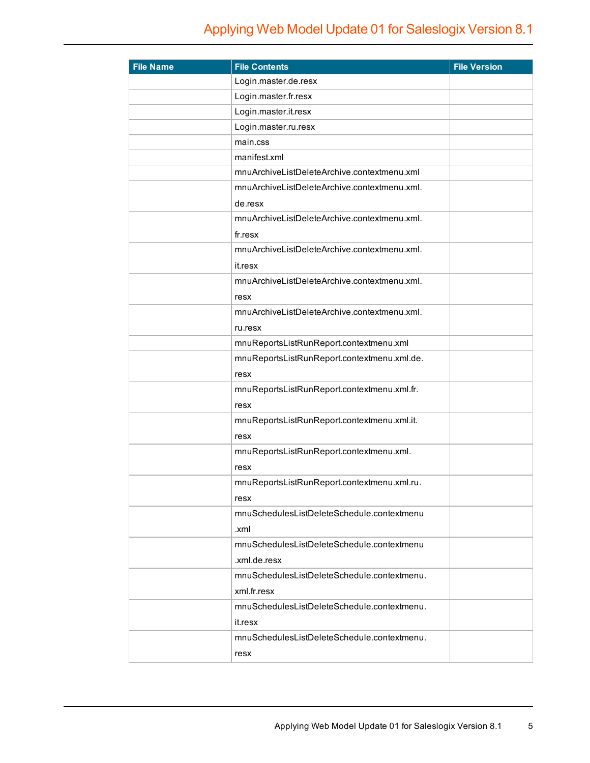| File Name | File Contents | File Version |
|---|---|---|
| | Login.master.de.resx | |
| | Login.master.fr.resx | |
| | Login.master.it.resx | |
| | Login.master.ru.resx | |
| | main.css | |
| | manifest.xml | |
| | mnuArchiveListDeleteArchive.contextmenu.xml | |
| | mnuArchiveListDeleteArchive.contextmenu.xml.de.resx | |
| | mnuArchiveListDeleteArchive.contextmenu.xml.fr.resx | |
| | mnuArchiveListDeleteArchive.contextmenu.xml.it.resx | |
| | mnuArchiveListDeleteArchive.contextmenu.xml.resx | |
| | mnuArchiveListDeleteArchive.contextmenu.xml.ru.resx | |
| | mnuReportsListRunReport.contextmenu.xml | |
| | mnuReportsListRunReport.contextmenu.xml.de.resx | |
| | mnuReportsListRunReport.contextmenu.xml.fr.resx | |
| | mnuReportsListRunReport.contextmenu.xml.it.resx | |
| | mnuReportsListRunReport.contextmenu.xml.resx | |
| | mnuReportsListRunReport.contextmenu.xml.ru.resx | |
| | mnuSchedulesListDeleteSchedule.contextmenu.xml | |
| | mnuSchedulesListDeleteSchedule.contextmenu.xml.de.resx | |
| | mnuSchedulesListDeleteSchedule.contextmenu.xml.fr.resx | |
| | mnuSchedulesListDeleteSchedule.contextmenu.it.resx | |
| | mnuSchedulesListDeleteSchedule.contextmenu.resx | |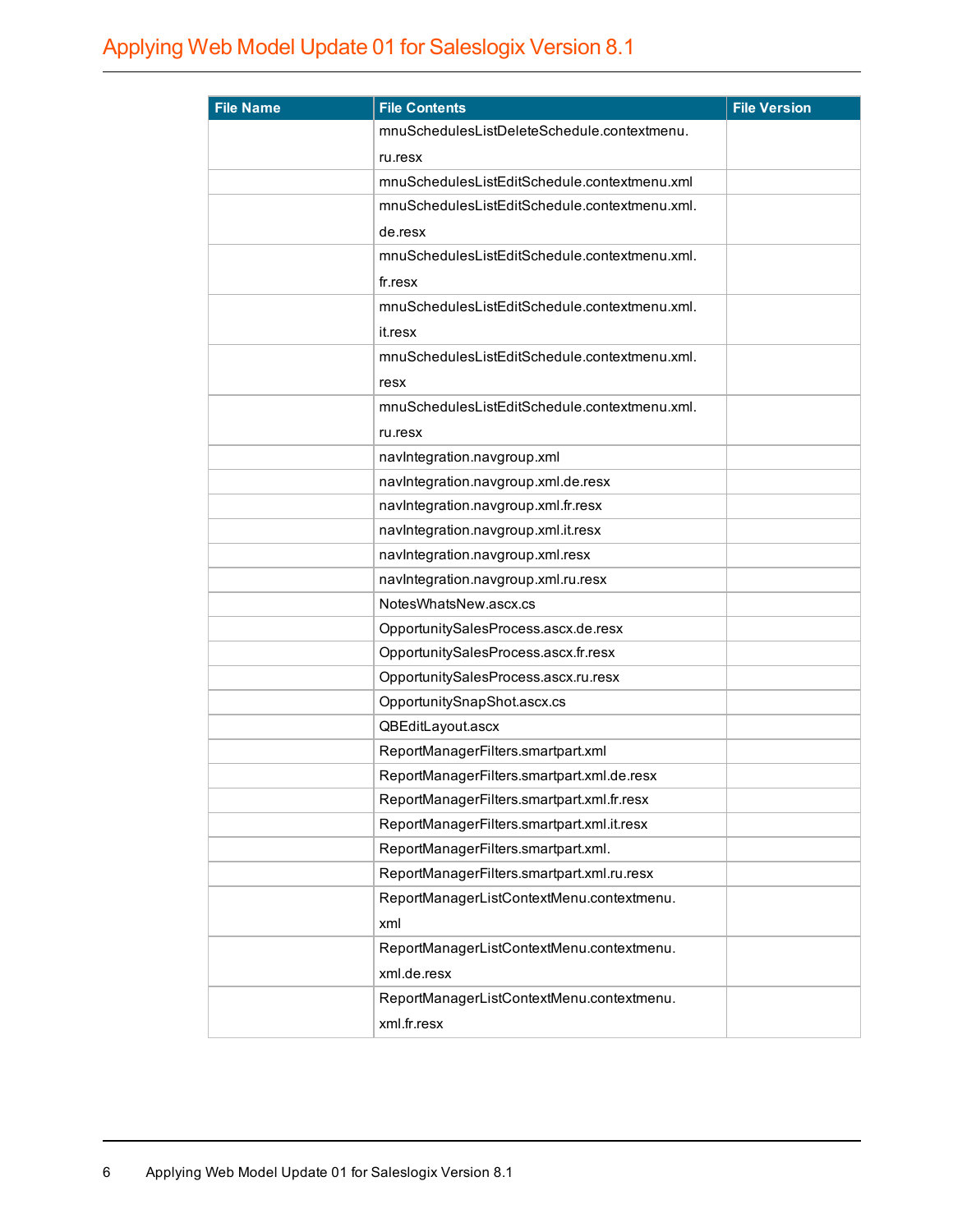| File Name | File Contents | File Version |
| --- | --- | --- |
| | mnuSchedulesListDeleteSchedule.contextmenu.ru.resx | |
| | mnuSchedulesListEditSchedule.contextmenu.xml | |
| | mnuSchedulesListEditSchedule.contextmenu.xml.de.resx | |
| | mnuSchedulesListEditSchedule.contextmenu.xml.fr.resx | |
| | mnuSchedulesListEditSchedule.contextmenu.xml.it.resx | |
| | mnuSchedulesListEditSchedule.contextmenu.xml.resx | |
| | mnuSchedulesListEditSchedule.contextmenu.xml.ru.resx | |
| | navIntegration.navgroup.xml | |
| | navIntegration.navgroup.xml.de.resx | |
| | navIntegration.navgroup.xml.fr.resx | |
| | navIntegration.navgroup.xml.it.resx | |
| | navIntegration.navgroup.xml.resx | |
| | navIntegration.navgroup.xml.ru.resx | |
| | NotesWhatsNew.ascx.cs | |
| | OpportunitySalesProcess.ascx.de.resx | |
| | OpportunitySalesProcess.ascx.fr.resx | |
| | OpportunitySalesProcess.ascx.ru.resx | |
| | OpportunitySnapShot.ascx.cs | |
| | QBEditLayout.ascx | |
| | ReportManagerFilters.smartpart.xml | |
| | ReportManagerFilters.smartpart.xml.de.resx | |
| | ReportManagerFilters.smartpart.xml.fr.resx | |
| | ReportManagerFilters.smartpart.xml.it.resx | |
| | ReportManagerFilters.smartpart.xml. | |
| | ReportManagerFilters.smartpart.xml.ru.resx | |
| | ReportManagerListContextMenu.contextmenu.xml | |
| | ReportManagerListContextMenu.contextmenu.xml.de.resx | |
| | ReportManagerListContextMenu.contextmenu.xml.fr.resx | |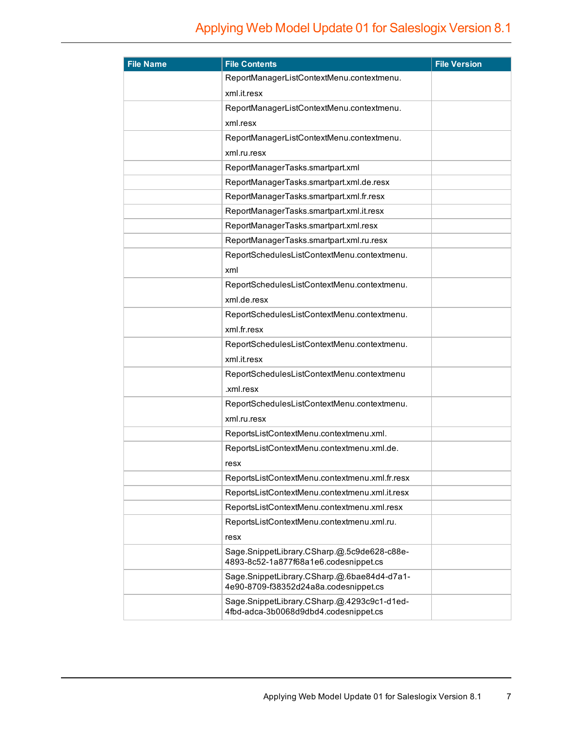| File Name | File Contents | File Version |
|---|---|---|
| | ReportManagerListContextMenu.contextmenu.xml.it.resx | |
| | ReportManagerListContextMenu.contextmenu.xml.resx | |
| | ReportManagerListContextMenu.contextmenu.xml.ru.resx | |
| | ReportManagerTasks.smartpart.xml | |
| | ReportManagerTasks.smartpart.xml.de.resx | |
| | ReportManagerTasks.smartpart.xml.fr.resx | |
| | ReportManagerTasks.smartpart.xml.it.resx | |
| | ReportManagerTasks.smartpart.xml.resx | |
| | ReportManagerTasks.smartpart.xml.ru.resx | |
| | ReportSchedulesListContextMenu.contextmenu.xml | |
| | ReportSchedulesListContextMenu.contextmenu.xml.de.resx | |
| | ReportSchedulesListContextMenu.contextmenu.xml.fr.resx | |
| | ReportSchedulesListContextMenu.contextmenu.xml.it.resx | |
| | ReportSchedulesListContextMenu.contextmenu.xml.resx | |
| | ReportSchedulesListContextMenu.contextmenu.xml.ru.resx | |
| | ReportsListContextMenu.contextmenu.xml. | |
| | ReportsListContextMenu.contextmenu.xml.de.resx | |
| | ReportsListContextMenu.contextmenu.xml.fr.resx | |
| | ReportsListContextMenu.contextmenu.xml.it.resx | |
| | ReportsListContextMenu.contextmenu.xml.resx | |
| | ReportsListContextMenu.contextmenu.xml.ru.resx | |
| | Sage.SnippetLibrary.CSharp.@.5c9de628-c88e-4893-8c52-1a877f68a1e6.codesnippet.cs | |
| | Sage.SnippetLibrary.CSharp.@.6bae84d4-d7a1-4e90-8709-f38352d24a8a.codesnippet.cs | |
| | Sage.SnippetLibrary.CSharp.@.4293c9c1-d1ed-4fbd-adca-3b0068d9dbd4.codesnippet.cs | |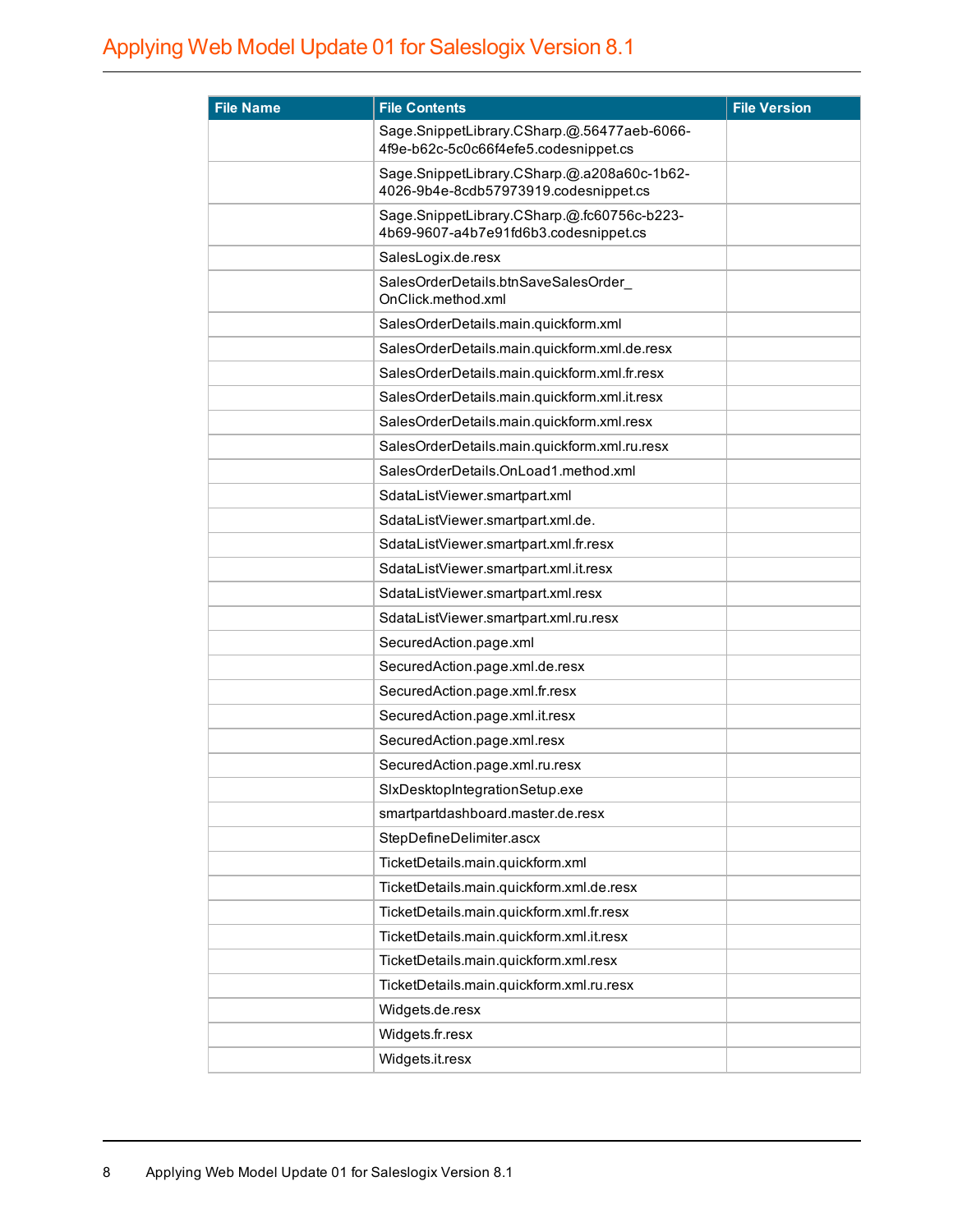| File Name | File Contents | File Version |
|---|---|---|
| | Sage.SnippetLibrary.CSharp.@.56477aeb-6066-4f9e-b62c-5c0c66f4efe5.codesnippet.cs | |
| | Sage.SnippetLibrary.CSharp.@.a208a60c-1b62-4026-9b4e-8cdb57973919.codesnippet.cs | |
| | Sage.SnippetLibrary.CSharp.@.fc60756c-b223-4b69-9607-a4b7e91fd6b3.codesnippet.cs | |
| | SalesLogix.de.resx | |
| | SalesOrderDetails.btnSaveSalesOrder_OnClick.method.xml | |
| | SalesOrderDetails.main.quickform.xml | |
| | SalesOrderDetails.main.quickform.xml.de.resx | |
| | SalesOrderDetails.main.quickform.xml.fr.resx | |
| | SalesOrderDetails.main.quickform.xml.it.resx | |
| | SalesOrderDetails.main.quickform.xml.resx | |
| | SalesOrderDetails.main.quickform.xml.ru.resx | |
| | SalesOrderDetails.OnLoad1.method.xml | |
| | SdataListViewer.smartpart.xml | |
| | SdataListViewer.smartpart.xml.de. | |
| | SdataListViewer.smartpart.xml.fr.resx | |
| | SdataListViewer.smartpart.xml.it.resx | |
| | SdataListViewer.smartpart.xml.resx | |
| | SdataListViewer.smartpart.xml.ru.resx | |
| | SecuredAction.page.xml | |
| | SecuredAction.page.xml.de.resx | |
| | SecuredAction.page.xml.fr.resx | |
| | SecuredAction.page.xml.it.resx | |
| | SecuredAction.page.xml.resx | |
| | SecuredAction.page.xml.ru.resx | |
| | SlxDesktopIntegrationSetup.exe | |
| | smartpartdashboard.master.de.resx | |
| | StepDefineDelimiter.ascx | |
| | TicketDetails.main.quickform.xml | |
| | TicketDetails.main.quickform.xml.de.resx | |
| | TicketDetails.main.quickform.xml.fr.resx | |
| | TicketDetails.main.quickform.xml.it.resx | |
| | TicketDetails.main.quickform.xml.resx | |
| | TicketDetails.main.quickform.xml.ru.resx | |
| | Widgets.de.resx | |
| | Widgets.fr.resx | |
| | Widgets.it.resx | |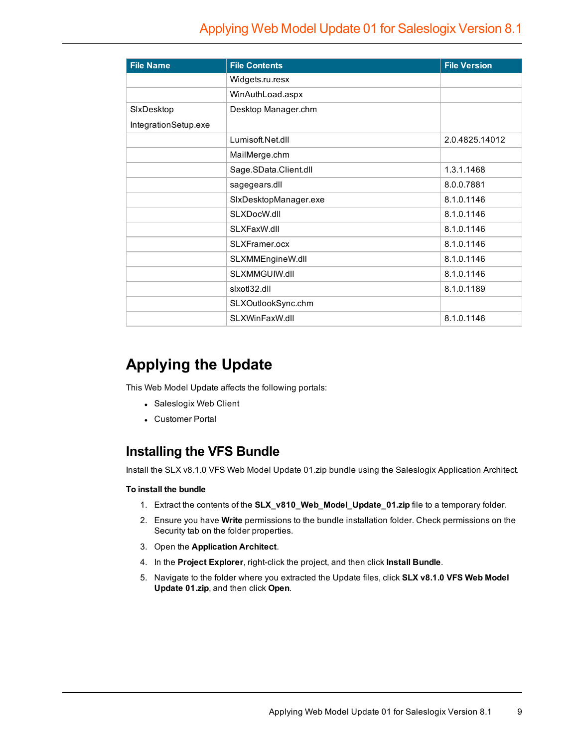| File Name | File Contents | File Version |
|---|---|---|
| | Widgets.ru.resx | |
| | WinAuthLoad.aspx | |
| SlxDesktop IntegrationSetup.exe | Desktop Manager.chm | |
| | Lumisoft.Net.dll | 2.0.4825.14012 |
| | MailMerge.chm | |
| | Sage.SData.Client.dll | 1.3.1.1468 |
| | sagegears.dll | 8.0.0.7881 |
| | SlxDesktopManager.exe | 8.1.0.1146 |
| | SLXDocW.dll | 8.1.0.1146 |
| | SLXFaxW.dll | 8.1.0.1146 |
| | SLXFramer.ocx | 8.1.0.1146 |
| | SLXMMEngineW.dll | 8.1.0.1146 |
| | SLXMMGUIW.dll | 8.1.0.1146 |
| | slxotl32.dll | 8.1.0.1189 |
| | SLXOutlookSync.chm | |
| | SLXWinFaxW.dll | 8.1.0.1146 |

# Applying the Update

This Web Model Update affects the following portals:

- Saleslogix Web Client
- Customer Portal

## Installing the VFS Bundle

Install the SLX v8.1.0 VFS Web Model Update 01.zip bundle using the Saleslogix Application Architect.

**To install the bundle**

1. Extract the contents of the **SLX_v810_Web_Model_Update_01.zip** file to a temporary folder.
2. Ensure you have **Write** permissions to the bundle installation folder. Check permissions on the Security tab on the folder properties.
3. Open the **Application Architect**.
4. In the **Project Explorer**, right-click the project, and then click **Install Bundle**.
5. Navigate to the folder where you extracted the Update files, click **SLX v8.1.0 VFS Web Model Update 01.zip**, and then click **Open**.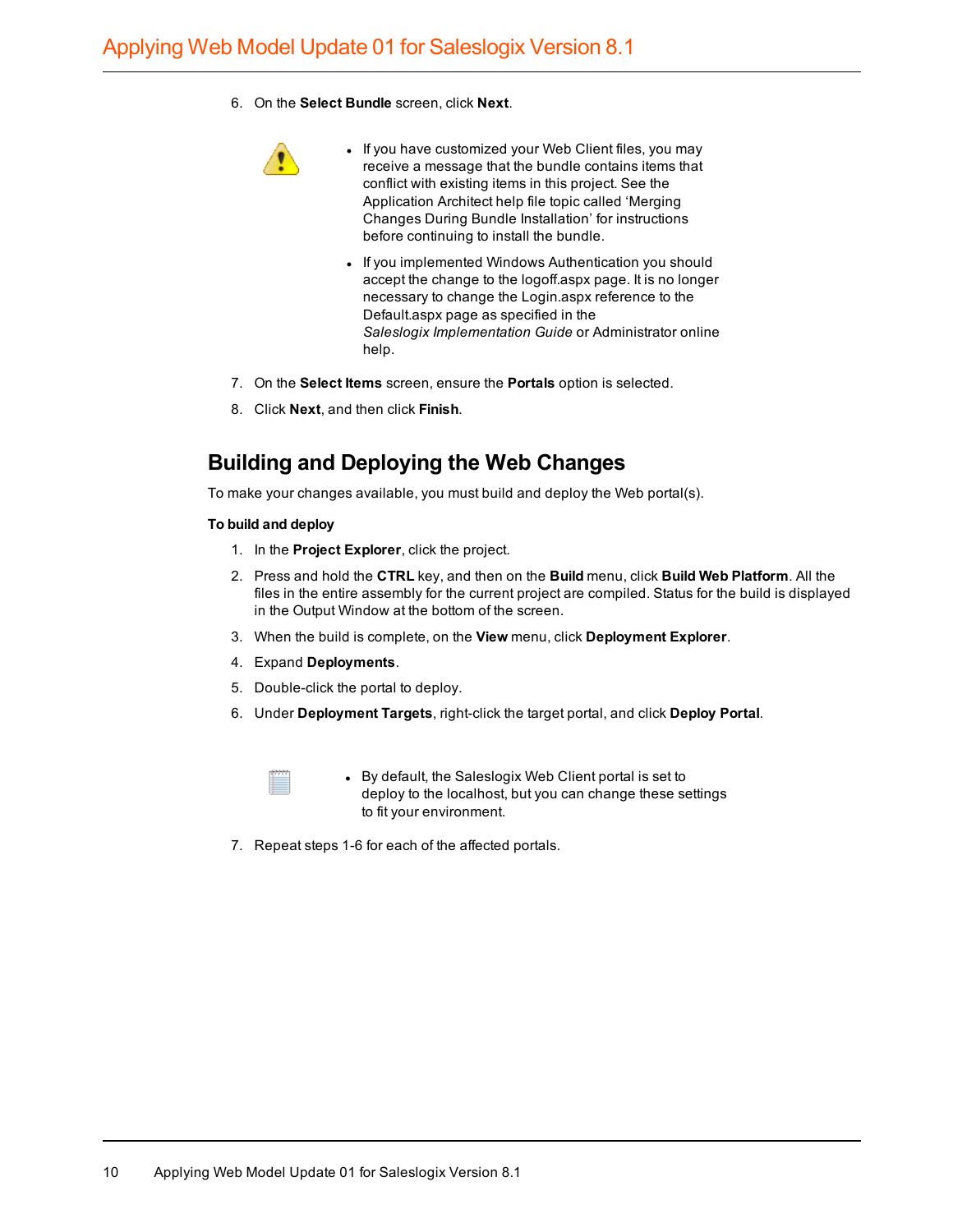6. On the **Select Bundle** screen, click **Next**.

   - If you have customized your Web Client files, you may receive a message that the bundle contains items that conflict with existing items in this project. See the Application Architect help file topic called ‘Merging Changes During Bundle Installation’ for instructions before continuing to install the bundle.
   - If you implemented Windows Authentication you should accept the change to the logoff.aspx page. It is no longer necessary to change the Login.aspx reference to the Default.aspx page as specified in the *Saleslogix Implementation Guide* or Administrator online help.

7. On the **Select Items** screen, ensure the **Portals** option is selected.
8. Click **Next**, and then click **Finish**.

## Building and Deploying the Web Changes

To make your changes available, you must build and deploy the Web portal(s).

**To build and deploy**

1. In the **Project Explorer**, click the project.
2. Press and hold the **CTRL** key, and then on the **Build** menu, click **Build Web Platform**. All the files in the entire assembly for the current project are compiled. Status for the build is displayed in the Output Window at the bottom of the screen.
3. When the build is complete, on the **View** menu, click **Deployment Explorer**.
4. Expand **Deployments**.
5. Double-click the portal to deploy.
6. Under **Deployment Targets**, right-click the target portal, and click **Deploy Portal**.

   - By default, the Saleslogix Web Client portal is set to deploy to the localhost, but you can change these settings to fit your environment.

7. Repeat steps 1-6 for each of the affected portals.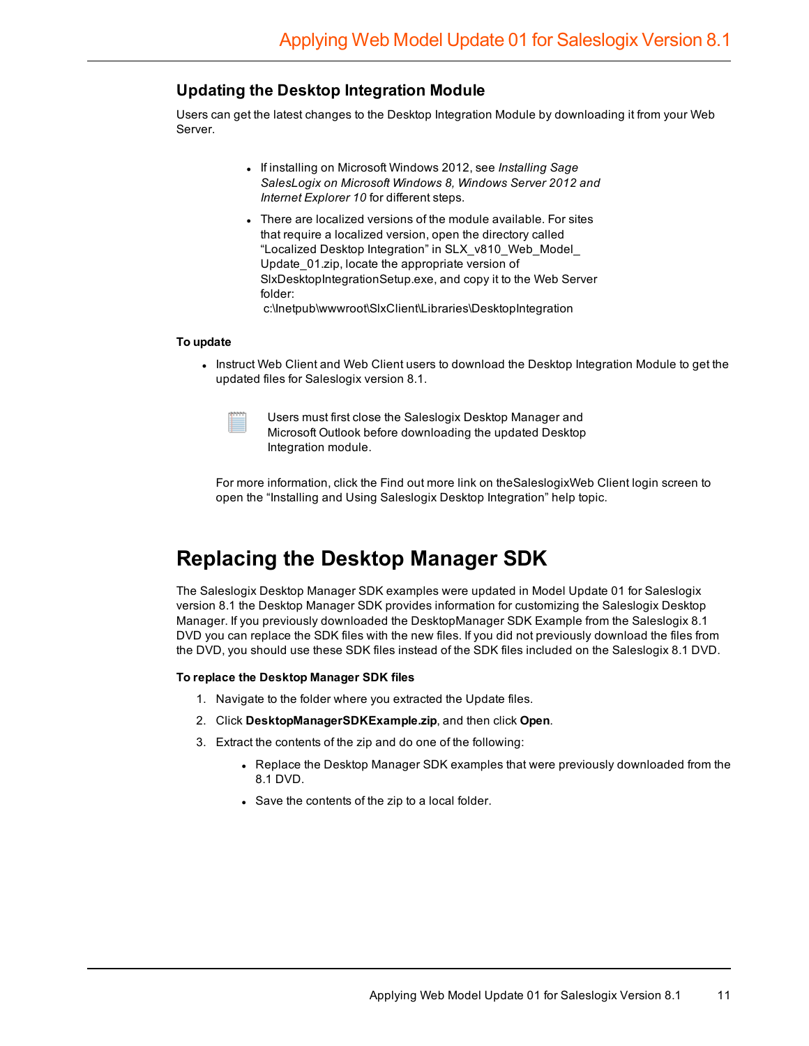### Updating the Desktop Integration Module

Users can get the latest changes to the Desktop Integration Module by downloading it from your Web Server.

- If installing on Microsoft Windows 2012, see *Installing Sage SalesLogix on Microsoft Windows 8, Windows Server 2012 and Internet Explorer 10* for different steps.
- There are localized versions of the module available. For sites that require a localized version, open the directory called "Localized Desktop Integration" in SLX_v810_Web_Model_ Update_01.zip, locate the appropriate version of SlxDesktopIntegrationSetup.exe, and copy it to the Web Server folder:
  c:\Inetpub\wwwroot\SlxClient\Libraries\DesktopIntegration

**To update**

- Instruct Web Client and Web Client users to download the Desktop Integration Module to get the updated files for Saleslogix version 8.1.

  Users must first close the Saleslogix Desktop Manager and Microsoft Outlook before downloading the updated Desktop Integration module.

  For more information, click the Find out more link on theSaleslogixWeb Client login screen to open the "Installing and Using Saleslogix Desktop Integration" help topic.

## Replacing the Desktop Manager SDK

The Saleslogix Desktop Manager SDK examples were updated in Model Update 01 for Saleslogix version 8.1 the Desktop Manager SDK provides information for customizing the Saleslogix Desktop Manager. If you previously downloaded the DesktopManager SDK Example from the Saleslogix 8.1 DVD you can replace the SDK files with the new files. If you did not previously download the files from the DVD, you should use these SDK files instead of the SDK files included on the Saleslogix 8.1 DVD.

**To replace the Desktop Manager SDK files**

1. Navigate to the folder where you extracted the Update files.
2. Click **DesktopManagerSDKExample.zip**, and then click **Open**.
3. Extract the contents of the zip and do one of the following:
   - Replace the Desktop Manager SDK examples that were previously downloaded from the 8.1 DVD.
   - Save the contents of the zip to a local folder.